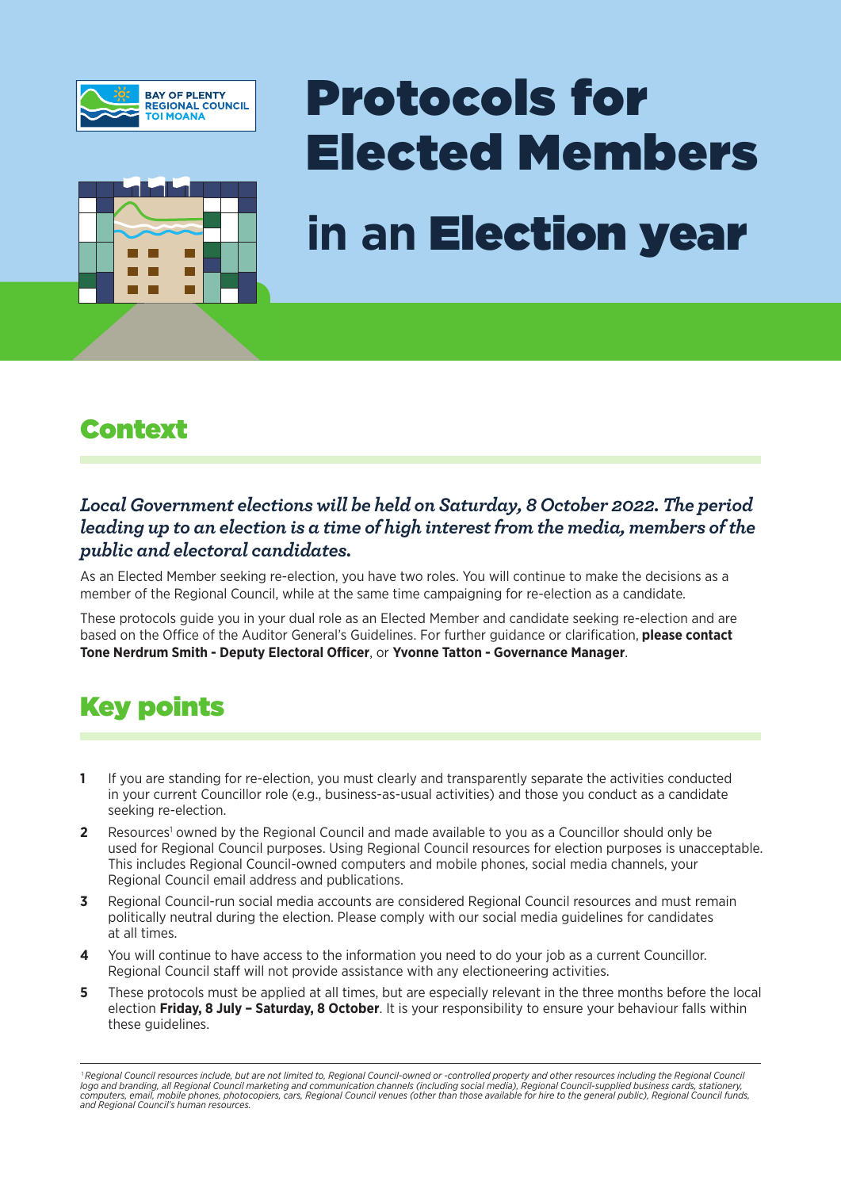BAY OF PLENTY REGIONAL COUNCIL TOI MOANA

# Protocols for Elected Members in an Election year

## Context

***Local Government elections will be held on Saturday, 8 October 2022. The period leading up to an election is a time of high interest from the media, members of the public and electoral candidates.***

As an Elected Member seeking re-election, you have two roles. You will continue to make the decisions as a member of the Regional Council, while at the same time campaigning for re-election as a candidate.

These protocols guide you in your dual role as an Elected Member and candidate seeking re-election and are based on the Office of the Auditor General's Guidelines. For further guidance or clarification, **please contact Tone Nerdrum Smith - Deputy Electoral Officer**, or **Yvonne Tatton - Governance Manager**.

## Key points

1. If you are standing for re-election, you must clearly and transparently separate the activities conducted in your current Councillor role (e.g., business-as-usual activities) and those you conduct as a candidate seeking re-election.
2. Resources[1] owned by the Regional Council and made available to you as a Councillor should only be used for Regional Council purposes. Using Regional Council resources for election purposes is unacceptable. This includes Regional Council-owned computers and mobile phones, social media channels, your Regional Council email address and publications.
3. Regional Council-run social media accounts are considered Regional Council resources and must remain politically neutral during the election. Please comply with our social media guidelines for candidates at all times.
4. You will continue to have access to the information you need to do your job as a current Councillor. Regional Council staff will not provide assistance with any electioneering activities.
5. These protocols must be applied at all times, but are especially relevant in the three months before the local election **Friday, 8 July – Saturday, 8 October**. It is your responsibility to ensure your behaviour falls within these guidelines.

---

*[1] Regional Council resources include, but are not limited to, Regional Council-owned or -controlled property and other resources including the Regional Council logo and branding, all Regional Council marketing and communication channels (including social media), Regional Council-supplied business cards, stationery, computers, email, mobile phones, photocopiers, cars, Regional Council venues (other than those available for hire to the general public), Regional Council funds, and Regional Council's human resources.*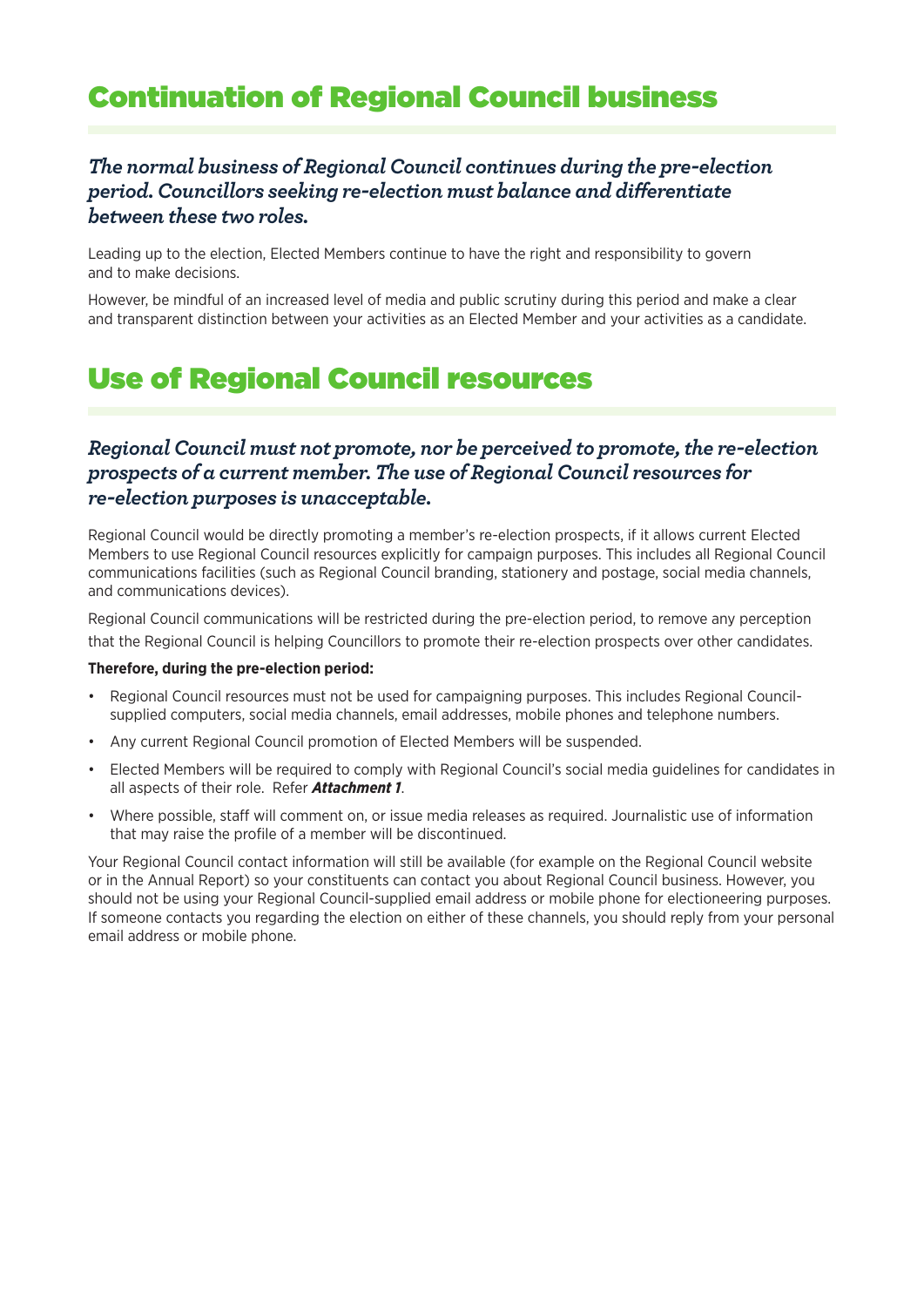# Continuation of Regional Council business

***The normal business of Regional Council continues during the pre-election period. Councillors seeking re-election must balance and differentiate between these two roles.***

Leading up to the election, Elected Members continue to have the right and responsibility to govern and to make decisions.

However, be mindful of an increased level of media and public scrutiny during this period and make a clear and transparent distinction between your activities as an Elected Member and your activities as a candidate.

# Use of Regional Council resources

***Regional Council must not promote, nor be perceived to promote, the re-election prospects of a current member. The use of Regional Council resources for re-election purposes is unacceptable.***

Regional Council would be directly promoting a member's re-election prospects, if it allows current Elected Members to use Regional Council resources explicitly for campaign purposes. This includes all Regional Council communications facilities (such as Regional Council branding, stationery and postage, social media channels, and communications devices).

Regional Council communications will be restricted during the pre-election period, to remove any perception that the Regional Council is helping Councillors to promote their re-election prospects over other candidates.

**Therefore, during the pre-election period:**

- Regional Council resources must not be used for campaigning purposes. This includes Regional Council-supplied computers, social media channels, email addresses, mobile phones and telephone numbers.
- Any current Regional Council promotion of Elected Members will be suspended.
- Elected Members will be required to comply with Regional Council's social media guidelines for candidates in all aspects of their role. Refer ***Attachment 1***.
- Where possible, staff will comment on, or issue media releases as required. Journalistic use of information that may raise the profile of a member will be discontinued.

Your Regional Council contact information will still be available (for example on the Regional Council website or in the Annual Report) so your constituents can contact you about Regional Council business. However, you should not be using your Regional Council-supplied email address or mobile phone for electioneering purposes. If someone contacts you regarding the election on either of these channels, you should reply from your personal email address or mobile phone.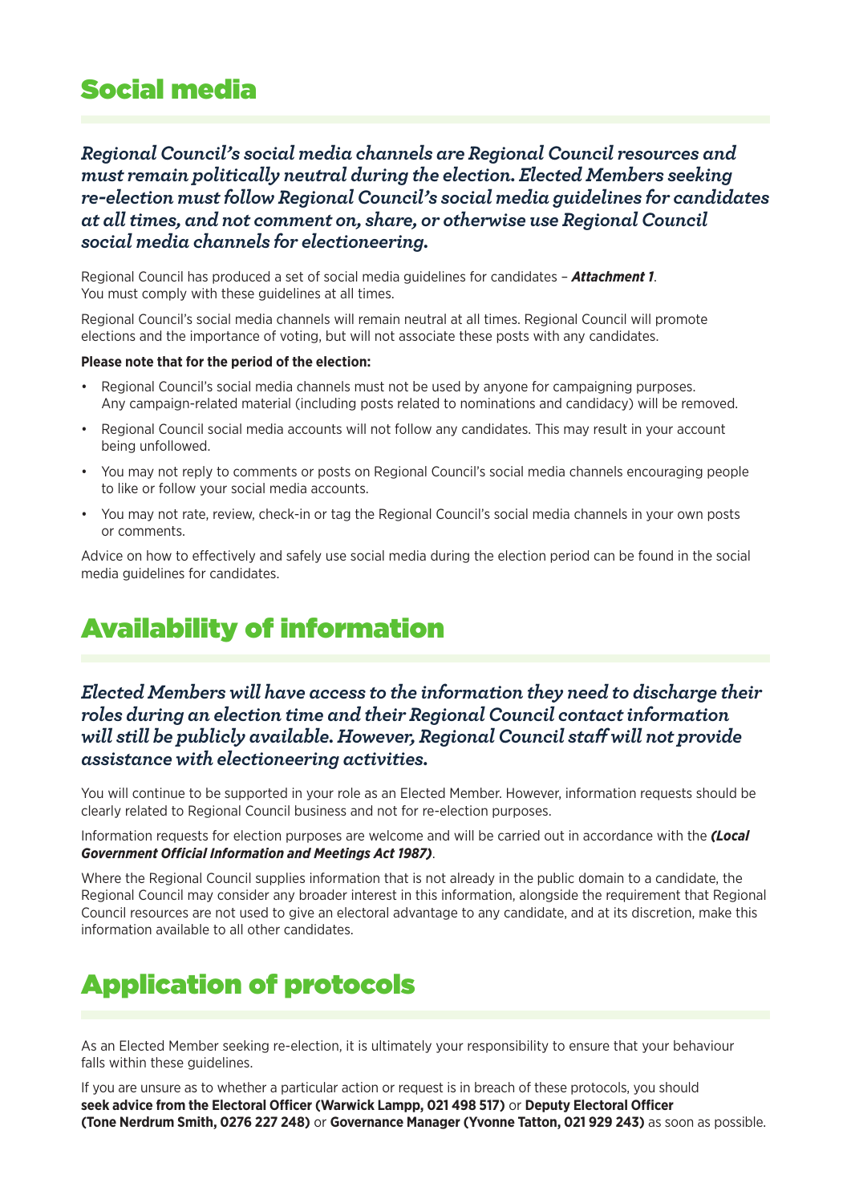# Social media

***Regional Council's social media channels are Regional Council resources and must remain politically neutral during the election. Elected Members seeking re-election must follow Regional Council's social media guidelines for candidates at all times, and not comment on, share, or otherwise use Regional Council social media channels for electioneering.***

Regional Council has produced a set of social media guidelines for candidates – ***Attachment 1***. You must comply with these guidelines at all times.

Regional Council's social media channels will remain neutral at all times. Regional Council will promote elections and the importance of voting, but will not associate these posts with any candidates.

**Please note that for the period of the election:**

- Regional Council's social media channels must not be used by anyone for campaigning purposes. Any campaign-related material (including posts related to nominations and candidacy) will be removed.
- Regional Council social media accounts will not follow any candidates. This may result in your account being unfollowed.
- You may not reply to comments or posts on Regional Council's social media channels encouraging people to like or follow your social media accounts.
- You may not rate, review, check-in or tag the Regional Council's social media channels in your own posts or comments.

Advice on how to effectively and safely use social media during the election period can be found in the social media guidelines for candidates.

# Availability of information

***Elected Members will have access to the information they need to discharge their roles during an election time and their Regional Council contact information will still be publicly available. However, Regional Council staff will not provide assistance with electioneering activities.***

You will continue to be supported in your role as an Elected Member. However, information requests should be clearly related to Regional Council business and not for re-election purposes.

Information requests for election purposes are welcome and will be carried out in accordance with the ***(Local Government Official Information and Meetings Act 1987)***.

Where the Regional Council supplies information that is not already in the public domain to a candidate, the Regional Council may consider any broader interest in this information, alongside the requirement that Regional Council resources are not used to give an electoral advantage to any candidate, and at its discretion, make this information available to all other candidates.

# Application of protocols

As an Elected Member seeking re-election, it is ultimately your responsibility to ensure that your behaviour falls within these guidelines.

If you are unsure as to whether a particular action or request is in breach of these protocols, you should **seek advice from the Electoral Officer (Warwick Lampp, 021 498 517)** or **Deputy Electoral Officer (Tone Nerdrum Smith, 0276 227 248)** or **Governance Manager (Yvonne Tatton, 021 929 243)** as soon as possible.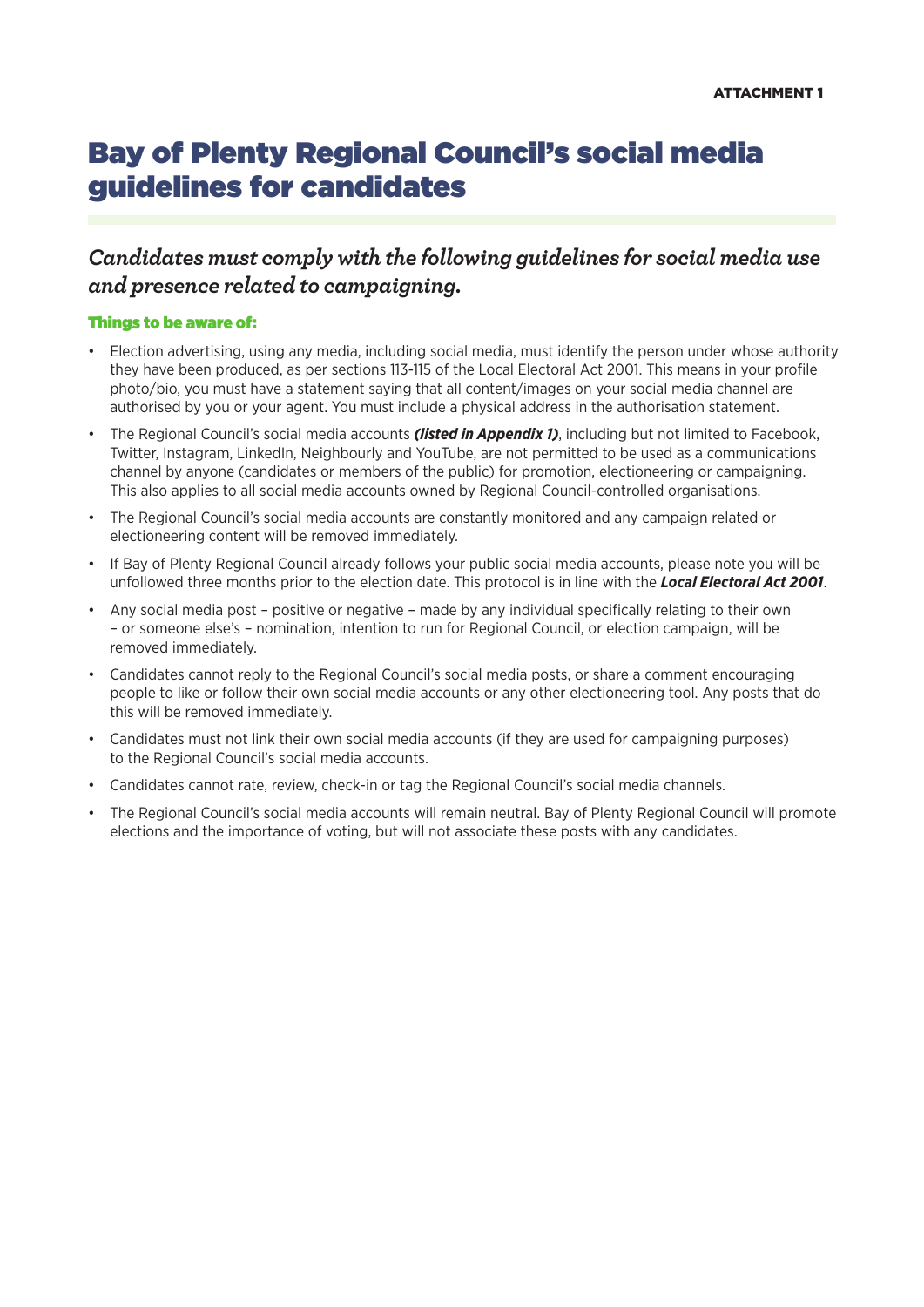**ATTACHMENT 1**

# Bay of Plenty Regional Council's social media guidelines for candidates

## *Candidates must comply with the following guidelines for social media use and presence related to campaigning.*

### Things to be aware of:

- Election advertising, using any media, including social media, must identify the person under whose authority they have been produced, as per sections 113-115 of the Local Electoral Act 2001. This means in your profile photo/bio, you must have a statement saying that all content/images on your social media channel are authorised by you or your agent. You must include a physical address in the authorisation statement.
- The Regional Council's social media accounts ***(listed in Appendix 1)***, including but not limited to Facebook, Twitter, Instagram, LinkedIn, Neighbourly and YouTube, are not permitted to be used as a communications channel by anyone (candidates or members of the public) for promotion, electioneering or campaigning. This also applies to all social media accounts owned by Regional Council-controlled organisations.
- The Regional Council's social media accounts are constantly monitored and any campaign related or electioneering content will be removed immediately.
- If Bay of Plenty Regional Council already follows your public social media accounts, please note you will be unfollowed three months prior to the election date. This protocol is in line with the ***Local Electoral Act 2001***.
- Any social media post – positive or negative – made by any individual specifically relating to their own – or someone else's – nomination, intention to run for Regional Council, or election campaign, will be removed immediately.
- Candidates cannot reply to the Regional Council's social media posts, or share a comment encouraging people to like or follow their own social media accounts or any other electioneering tool. Any posts that do this will be removed immediately.
- Candidates must not link their own social media accounts (if they are used for campaigning purposes) to the Regional Council's social media accounts.
- Candidates cannot rate, review, check-in or tag the Regional Council's social media channels.
- The Regional Council's social media accounts will remain neutral. Bay of Plenty Regional Council will promote elections and the importance of voting, but will not associate these posts with any candidates.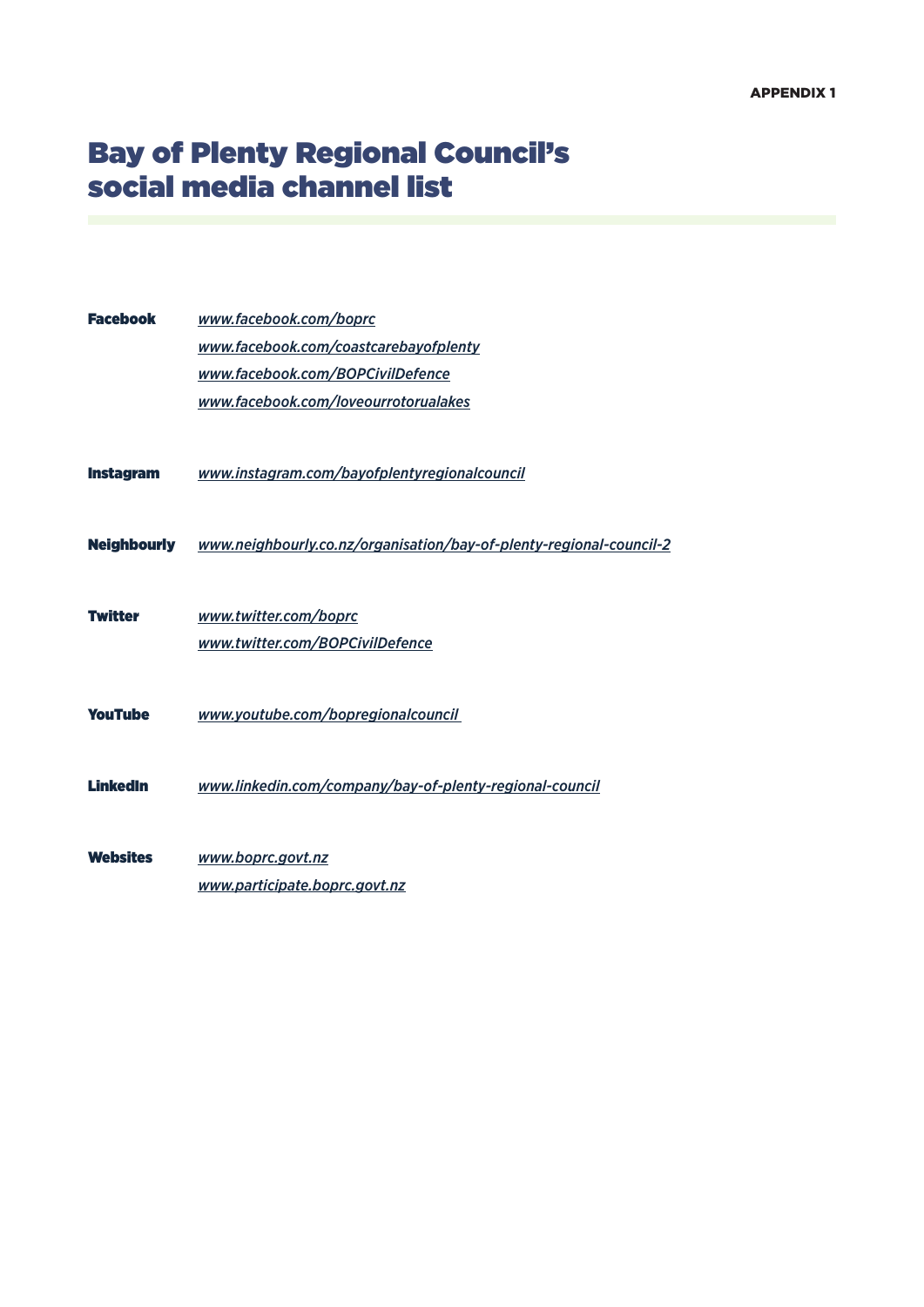APPENDIX 1

# Bay of Plenty Regional Council's social media channel list

| | |
|---|---|
| **Facebook** | *www.facebook.com/boprc*<br>*www.facebook.com/coastcarebayofplenty*<br>*www.facebook.com/BOPCivilDefence*<br>*www.facebook.com/loveourrotorualakes* |
| **Instagram** | *www.instagram.com/bayofplentyregionalcouncil* |
| **Neighbourly** | *www.neighbourly.co.nz/organisation/bay-of-plenty-regional-council-2* |
| **Twitter** | *www.twitter.com/boprc*<br>*www.twitter.com/BOPCivilDefence* |
| **YouTube** | *www.youtube.com/bopregionalcouncil* |
| **LinkedIn** | *www.linkedin.com/company/bay-of-plenty-regional-council* |
| **Websites** | *www.boprc.govt.nz*<br>*www.participate.boprc.govt.nz* |